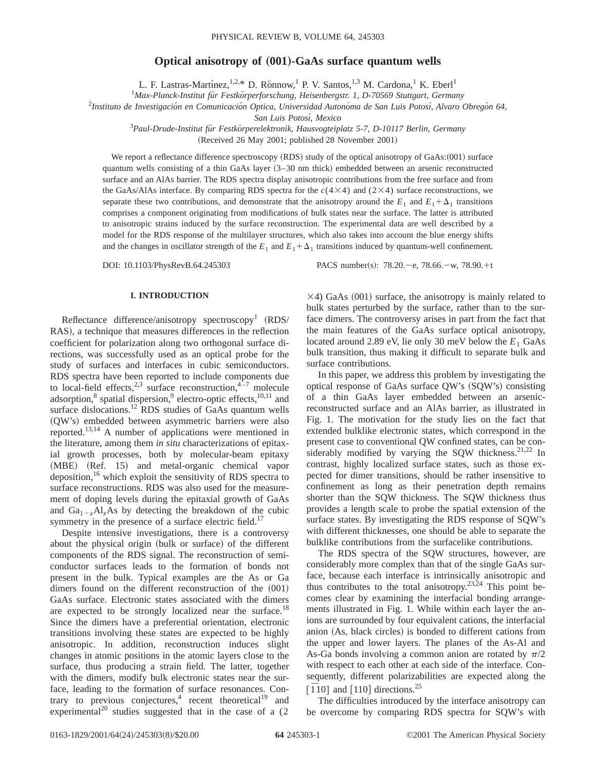# Optical anisotropy of (001)-GaAs surface quantum wells

L. F. Lastras-Martínez,[1,2,*] D. Rönnow,[1] P. V. Santos,[1,3] M. Cardona,[1] K. Eberl[1]

[1]*Max-Planck-Institut für Festkörperforschung, Heisenbergstr. 1, D-70569 Stuttgart, Germany*

[2]*Instituto de Investigación en Comunicación Optica, Universidad Autonóma de San Luis Potosí, Alvaro Obregón 64, San Luis Potosí, Mexico*

[3]*Paul-Drude-Institut für Festkörperelektronik, Hausvogteiplatz 5-7, D-10117 Berlin, Germany*

(Received 26 May 2001; published 28 November 2001)

We report a reflectance difference spectroscopy (RDS) study of the optical anisotropy of GaAs:(001) surface quantum wells consisting of a thin GaAs layer (3–30 nm thick) embedded between an arsenic reconstructed surface and an AlAs barrier. The RDS spectra display anisotropic contributions from the free surface and from the GaAs/AlAs interface. By comparing RDS spectra for the $c(4\times4)$ and $(2\times4)$ surface reconstructions, we separate these two contributions, and demonstrate that the anisotropy around the $E_1$ and $E_1+\Delta_1$ transitions comprises a component originating from modifications of bulk states near the surface. The latter is attributed to anisotropic strains induced by the surface reconstruction. The experimental data are well described by a model for the RDS response of the multilayer structures, which also takes into account the blue energy shifts and the changes in oscillator strength of the $E_1$ and $E_1+\Delta_1$ transitions induced by quantum-well confinement.

DOI: 10.1103/PhysRevB.64.245303 PACS number(s): 78.20.−e, 78.66.−w, 78.90.+t

## I. INTRODUCTION

Reflectance difference/anisotropy spectroscopy[1] (RDS/RAS), a technique that measures differences in the reflection coefficient for polarization along two orthogonal surface directions, was successfully used as an optical probe for the study of surfaces and interfaces in cubic semiconductors. RDS spectra have been reported to include components due to local-field effects,[2,3] surface reconstruction,[4–7] molecule adsorption,[8] spatial dispersion,[9] electro-optic effects,[10,11] and surface dislocations.[12] RDS studies of GaAs quantum wells (QW's) embedded between asymmetric barriers were also reported.[13,14] A number of applications were mentioned in the literature, among them *in situ* characterizations of epitaxial growth processes, both by molecular-beam epitaxy (MBE) (Ref. 15) and metal-organic chemical vapor deposition,[16] which exploit the sensitivity of RDS spectra to surface reconstructions. RDS was also used for the measurement of doping levels during the epitaxial growth of GaAs and $Ga_{1-x}Al_xAs$ by detecting the breakdown of the cubic symmetry in the presence of a surface electric field.[17]

Despite intensive investigations, there is a controversy about the physical origin (bulk or surface) of the different components of the RDS signal. The reconstruction of semiconductor surfaces leads to the formation of bonds not present in the bulk. Typical examples are the As or Ga dimers found on the different reconstruction of the (001) GaAs surface. Electronic states associated with the dimers are expected to be strongly localized near the surface.[18] Since the dimers have a preferential orientation, electronic transitions involving these states are expected to be highly anisotropic. In addition, reconstruction induces slight changes in atomic positions in the atomic layers close to the surface, thus producing a strain field. The latter, together with the dimers, modify bulk electronic states near the surface, leading to the formation of surface resonances. Contrary to previous conjectures,[4] recent theoretical[19] and experimental[20] studies suggested that in the case of a $(2\times4)$ GaAs (001) surface, the anisotropy is mainly related to bulk states perturbed by the surface, rather than to the surface dimers. The controversy arises in part from the fact that the main features of the GaAs surface optical anisotropy, located around 2.89 eV, lie only 30 meV below the $E_1$ GaAs bulk transition, thus making it difficult to separate bulk and surface contributions.

In this paper, we address this problem by investigating the optical response of GaAs surface QW's (SQW's) consisting of a thin GaAs layer embedded between an arsenic-reconstructed surface and an AlAs barrier, as illustrated in Fig. 1. The motivation for the study lies on the fact that extended bulklike electronic states, which correspond in the present case to conventional QW confined states, can be considerably modified by varying the SQW thickness.[21,22] In contrast, highly localized surface states, such as those expected for dimer transitions, should be rather insensitive to confinement as long as their penetration depth remains shorter than the SQW thickness. The SQW thickness thus provides a length scale to probe the spatial extension of the surface states. By investigating the RDS response of SQW's with different thicknesses, one should be able to separate the bulklike contributions from the surfacelike contributions.

The RDS spectra of the SQW structures, however, are considerably more complex than that of the single GaAs surface, because each interface is intrinsically anisotropic and thus contributes to the total anisotropy.[23,24] This point becomes clear by examining the interfacial bonding arrangements illustrated in Fig. 1. While within each layer the anions are surrounded by four equivalent cations, the interfacial anion (As, black circles) is bonded to different cations from the upper and lower layers. The planes of the As-Al and As-Ga bonds involving a common anion are rotated by $\pi/2$ with respect to each other at each side of the interface. Consequently, different polarizabilities are expected along the $[\bar{1}10]$ and $[110]$ directions.[25]

The difficulties introduced by the interface anisotropy can be overcome by comparing RDS spectra for SQW's with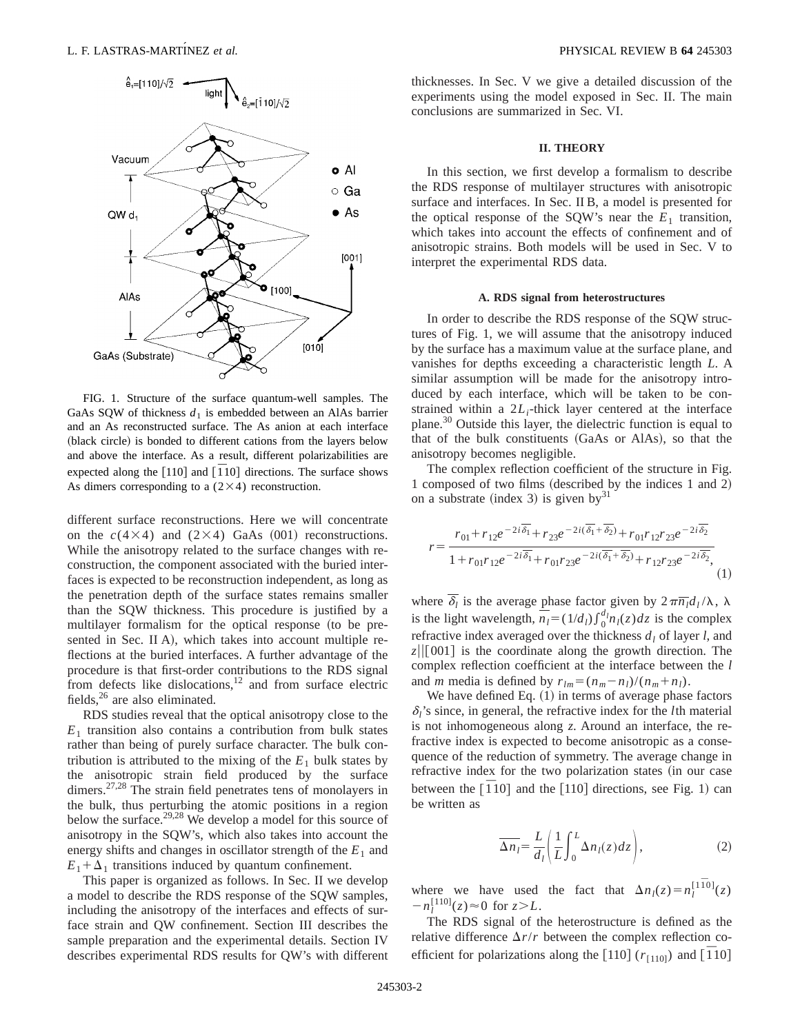FIG. 1. Structure of the surface quantum-well samples. The GaAs SQW of thickness $d_1$ is embedded between an AlAs barrier and an As reconstructed surface. The As anion at each interface (black circle) is bonded to different cations from the layers below and above the interface. As a result, different polarizabilities are expected along the [110] and $[\bar{1}10]$ directions. The surface shows As dimers corresponding to a $(2\times4)$ reconstruction.

different surface reconstructions. Here we will concentrate on the $c(4\times4)$ and $(2\times4)$ GaAs (001) reconstructions. While the anisotropy related to the surface changes with reconstruction, the component associated with the buried interfaces is expected to be reconstruction independent, as long as the penetration depth of the surface states remains smaller than the SQW thickness. This procedure is justified by a multilayer formalism for the optical response (to be presented in Sec. II A), which takes into account multiple reflections at the buried interfaces. A further advantage of the procedure is that first-order contributions to the RDS signal from defects like dislocations,[12] and from surface electric fields,[26] are also eliminated.

RDS studies reveal that the optical anisotropy close to the $E_1$ transition also contains a contribution from bulk states rather than being of purely surface character. The bulk contribution is attributed to the mixing of the $E_1$ bulk states by the anisotropic strain field produced by the surface dimers.[27,28] The strain field penetrates tens of monolayers in the bulk, thus perturbing the atomic positions in a region below the surface.[29,28] We develop a model for this source of anisotropy in the SQW's, which also takes into account the energy shifts and changes in oscillator strength of the $E_1$ and $E_1+\Delta_1$ transitions induced by quantum confinement.

This paper is organized as follows. In Sec. II we develop a model to describe the RDS response of the SQW samples, including the anisotropy of the interfaces and effects of surface strain and QW confinement. Section III describes the sample preparation and the experimental details. Section IV describes experimental RDS results for QW's with different thicknesses. In Sec. V we give a detailed discussion of the experiments using the model exposed in Sec. II. The main conclusions are summarized in Sec. VI.

## II. THEORY

In this section, we first develop a formalism to describe the RDS response of multilayer structures with anisotropic surface and interfaces. In Sec. II B, a model is presented for the optical response of the SQW's near the $E_1$ transition, which takes into account the effects of confinement and of anisotropic strains. Both models will be used in Sec. V to interpret the experimental RDS data.

### A. RDS signal from heterostructures

In order to describe the RDS response of the SQW structures of Fig. 1, we will assume that the anisotropy induced by the surface has a maximum value at the surface plane, and vanishes for depths exceeding a characteristic length $L$. A similar assumption will be made for the anisotropy introduced by each interface, which will be taken to be constrained within a $2L_i$-thick layer centered at the interface plane.[30] Outside this layer, the dielectric function is equal to that of the bulk constituents (GaAs or AlAs), so that the anisotropy becomes negligible.

The complex reflection coefficient of the structure in Fig. 1 composed of two films (described by the indices 1 and 2) on a substrate (index 3) is given by[31]

$$r=\frac{r_{01}+r_{12}e^{-2i\overline{\delta_1}}+r_{23}e^{-2i(\overline{\delta_1}+\overline{\delta_2})}+r_{01}r_{12}r_{23}e^{-2i\overline{\delta_2}}}{1+r_{01}r_{12}e^{-2i\overline{\delta_1}}+r_{01}r_{23}e^{-2i(\overline{\delta_1}+\overline{\delta_2})}+r_{12}r_{23}e^{-2i\overline{\delta_2}}}, \tag{1}$$

where $\overline{\delta_l}$ is the average phase factor given by $2\pi\overline{n_l}d_l/\lambda$, $\lambda$ is the light wavelength, $\overline{n_l}=(1/d_l)\int_0^{d_l}n_l(z)dz$ is the complex refractive index averaged over the thickness $d_l$ of layer $l$, and $z\|[001]$ is the coordinate along the growth direction. The complex reflection coefficient at the interface between the $l$ and $m$ media is defined by $r_{lm}=(n_m-n_l)/(n_m+n_l)$.

We have defined Eq. (1) in terms of average phase factors $\delta_l$'s since, in general, the refractive index for the $l$th material is not inhomogeneous along $z$. Around an interface, the refractive index is expected to become anisotropic as a consequence of the reduction of symmetry. The average change in refractive index for the two polarization states (in our case between the $[\bar{1}10]$ and the [110] directions, see Fig. 1) can be written as

$$\overline{\Delta n_l}=\frac{L}{d_l}\left\langle\frac{1}{L}\int_0^L\Delta n_l(z)dz\right\rangle, \tag{2}$$

where we have used the fact that $\Delta n_l(z)=n_l^{[1\bar{1}0]}(z)-n_l^{[110]}(z)\approx 0$ for $z>L$.

The RDS signal of the heterostructure is defined as the relative difference $\Delta r/r$ between the complex reflection coefficient for polarizations along the [110] ($r_{[110]}$) and $[\bar{1}10]$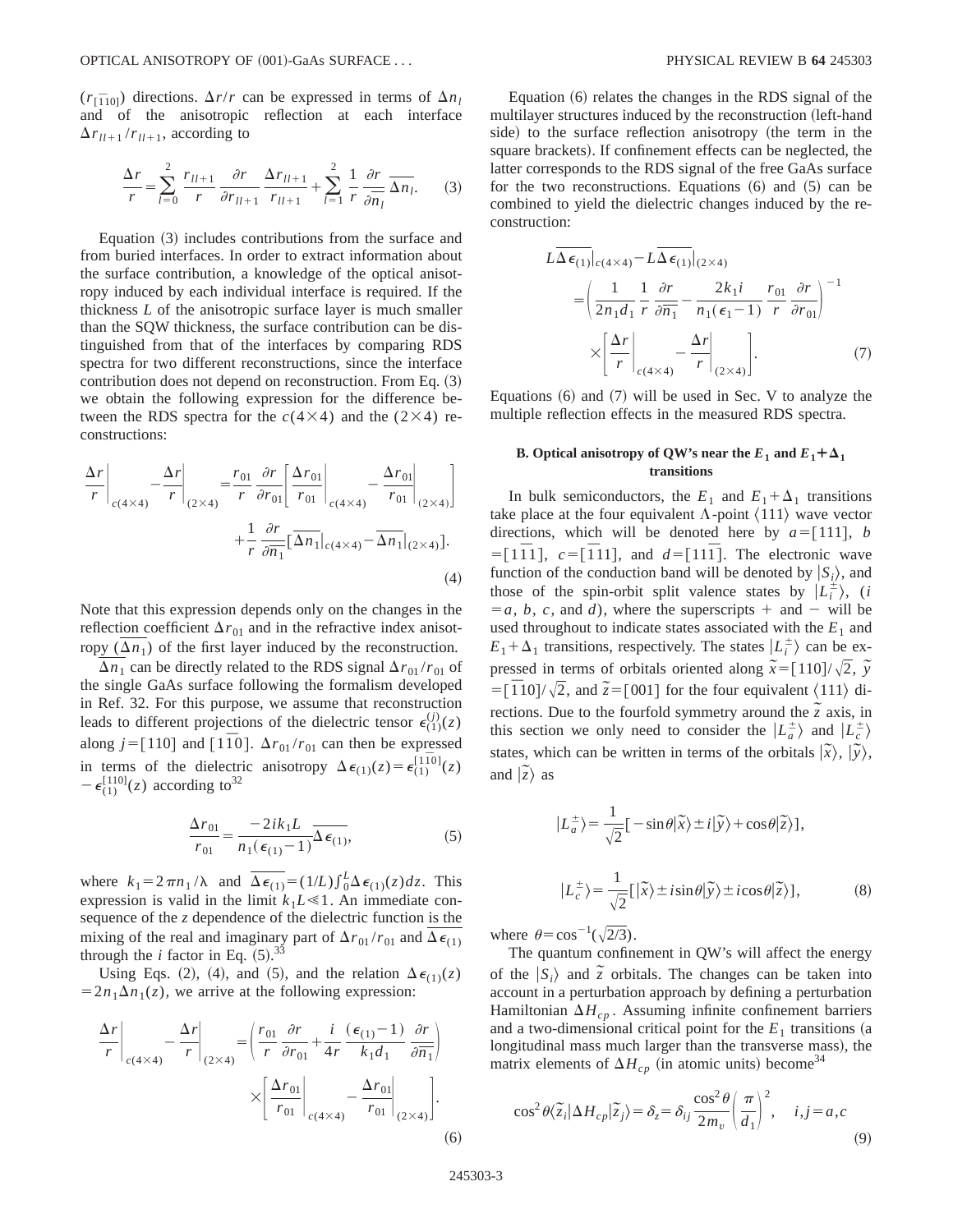($r_{[\bar{1}10]}$) directions. $\Delta r/r$ can be expressed in terms of $\Delta n_l$ and of the anisotropic reflection at each interface $\Delta r_{ll+1}/r_{ll+1}$, according to

$$\frac{\Delta r}{r}=\sum_{l=0}^{2}\frac{r_{ll+1}}{r}\frac{\partial r}{\partial r_{ll+1}}\frac{\Delta r_{ll+1}}{r_{ll+1}}+\sum_{l=1}^{2}\frac{1}{r}\frac{\partial r}{\partial \overline{n_l}}\overline{\Delta n_l}. \quad (3)$$

Equation (3) includes contributions from the surface and from buried interfaces. In order to extract information about the surface contribution, a knowledge of the optical anisotropy induced by each individual interface is required. If the thickness $L$ of the anisotropic surface layer is much smaller than the SQW thickness, the surface contribution can be distinguished from that of the interfaces by comparing RDS spectra for two different reconstructions, since the interface contribution does not depend on reconstruction. From Eq. (3) we obtain the following expression for the difference between the RDS spectra for the $c(4\times4)$ and the $(2\times4)$ reconstructions:

$$\left.\frac{\Delta r}{r}\right|_{c(4\times4)}-\left.\frac{\Delta r}{r}\right|_{(2\times4)}=\frac{r_{01}}{r}\frac{\partial r}{\partial r_{01}}\left[\left.\frac{\Delta r_{01}}{r_{01}}\right|_{c(4\times4)}-\left.\frac{\Delta r_{01}}{r_{01}}\right|_{(2\times4)}\right]+\frac{1}{r}\frac{\partial r}{\partial \overline{n_1}}[\overline{\Delta n_1}|_{c(4\times4)}-\overline{\Delta n_1}|_{(2\times4)}]. \quad (4)$$

Note that this expression depends only on the changes in the reflection coefficient $\Delta r_{01}$ and in the refractive index anisotropy ($\overline{\Delta n_1}$) of the first layer induced by the reconstruction.

$\overline{\Delta n_1}$ can be directly related to the RDS signal $\Delta r_{01}/r_{01}$ of the single GaAs surface following the formalism developed in Ref. 32. For this purpose, we assume that reconstruction leads to different projections of the dielectric tensor $\epsilon_{(1)}^{(j)}(z)$ along $j=[110]$ and $[1\bar{1}0]$. $\Delta r_{01}/r_{01}$ can then be expressed in terms of the dielectric anisotropy $\Delta\epsilon_{(1)}(z)=\epsilon_{(1)}^{[\bar{1}10]}(z)-\epsilon_{(1)}^{[110]}(z)$ according to[32]

$$\frac{\Delta r_{01}}{r_{01}}=\frac{-2ik_1L}{n_1(\epsilon_{(1)}-1)}\overline{\Delta\epsilon_{(1)}}, \quad (5)$$

where $k_1=2\pi n_1/\lambda$ and $\overline{\Delta\epsilon_{(1)}}=(1/L)\int_0^L\Delta\epsilon_{(1)}(z)dz$. This expression is valid in the limit $k_1L\ll1$. An immediate consequence of the $z$ dependence of the dielectric function is the mixing of the real and imaginary part of $\Delta r_{01}/r_{01}$ and $\overline{\Delta\epsilon_{(1)}}$ through the $i$ factor in Eq. (5).[33]

Using Eqs. (2), (4), and (5), and the relation $\Delta\epsilon_{(1)}(z)=2n_1\Delta n_1(z)$, we arrive at the following expression:

$$\left.\frac{\Delta r}{r}\right|_{c(4\times4)}-\left.\frac{\Delta r}{r}\right|_{(2\times4)}=\left(\frac{r_{01}}{r}\frac{\partial r}{\partial r_{01}}+\frac{i}{4r}\frac{(\epsilon_{(1)}-1)}{k_1d_1}\frac{\partial r}{\partial\overline{n_1}}\right)\times\left[\left.\frac{\Delta r_{01}}{r_{01}}\right|_{c(4\times4)}-\left.\frac{\Delta r_{01}}{r_{01}}\right|_{(2\times4)}\right]. \quad (6)$$

Equation (6) relates the changes in the RDS signal of the multilayer structures induced by the reconstruction (left-hand side) to the surface reflection anisotropy (the term in the square brackets). If confinement effects can be neglected, the latter corresponds to the RDS signal of the free GaAs surface for the two reconstructions. Equations (6) and (5) can be combined to yield the dielectric changes induced by the reconstruction:

$$L\overline{\Delta\epsilon_{(1)}}|_{c(4\times4)}-L\overline{\Delta\epsilon_{(1)}}|_{(2\times4)}=\left(\frac{1}{2n_1d_1}\frac{1}{r}\frac{\partial r}{\partial\overline{n_1}}-\frac{2k_1i}{n_1(\epsilon_1-1)}\frac{r_{01}}{r}\frac{\partial r}{\partial r_{01}}\right)^{-1}\times\left[\left.\frac{\Delta r}{r}\right|_{c(4\times4)}-\left.\frac{\Delta r}{r}\right|_{(2\times4)}\right]. \quad (7)$$

Equations (6) and (7) will be used in Sec. V to analyze the multiple reflection effects in the measured RDS spectra.

### B. Optical anisotropy of QW's near the $E_1$ and $E_1+\Delta_1$ transitions

In bulk semiconductors, the $E_1$ and $E_1+\Delta_1$ transitions take place at the four equivalent $\Lambda$-point $\langle111\rangle$ wave vector directions, which will be denoted here by $a=[111]$, $b=[1\bar{1}\bar{1}]$, $c=[\bar{1}11]$, and $d=[11\bar{1}]$. The electronic wave function of the conduction band will be denoted by $|S_i\rangle$, and those of the spin-orbit split valence states by $|L_i^{\pm}\rangle$, ($i=a$, $b$, $c$, and $d$), where the superscripts + and − will be used throughout to indicate states associated with the $E_1$ and $E_1+\Delta_1$ transitions, respectively. The states $|L_i^{\pm}\rangle$ can be expressed in terms of orbitals oriented along $\tilde{x}=[110]/\sqrt{2}$, $\tilde{y}=[\bar{1}10]/\sqrt{2}$, and $\tilde{z}=[001]$ for the four equivalent $\langle111\rangle$ directions. Due to the fourfold symmetry around the $\tilde{z}$ axis, in this section we only need to consider the $|L_a^{\pm}\rangle$ and $|L_c^{\pm}\rangle$ states, which can be written in terms of the orbitals $|\tilde{x}\rangle$, $|\tilde{y}\rangle$, and $|\tilde{z}\rangle$ as

$$|L_a^{\pm}\rangle=\frac{1}{\sqrt{2}}[-\sin\theta|\tilde{x}\rangle\pm i|\tilde{y}\rangle+\cos\theta|\tilde{z}\rangle],$$

$$|L_c^{\pm}\rangle=\frac{1}{\sqrt{2}}[|\tilde{x}\rangle\pm i\sin\theta|\tilde{y}\rangle\pm i\cos\theta|\tilde{z}\rangle], \quad (8)$$

where $\theta=\cos^{-1}(\sqrt{2/3})$.

The quantum confinement in QW's will affect the energy of the $|S_i\rangle$ and $\tilde{z}$ orbitals. The changes can be taken into account in a perturbation approach by defining a perturbation Hamiltonian $\Delta H_{cp}$. Assuming infinite confinement barriers and a two-dimensional critical point for the $E_1$ transitions (a longitudinal mass much larger than the transverse mass), the matrix elements of $\Delta H_{cp}$ (in atomic units) become[34]

$$\cos^2\theta\langle\tilde{z}_i|\Delta H_{cp}|\tilde{z}_j\rangle=\delta_z=\delta_{ij}\frac{\cos^2\theta}{2m_v}\left(\frac{\pi}{d_1}\right)^2,\quad i,j=a,c \quad (9)$$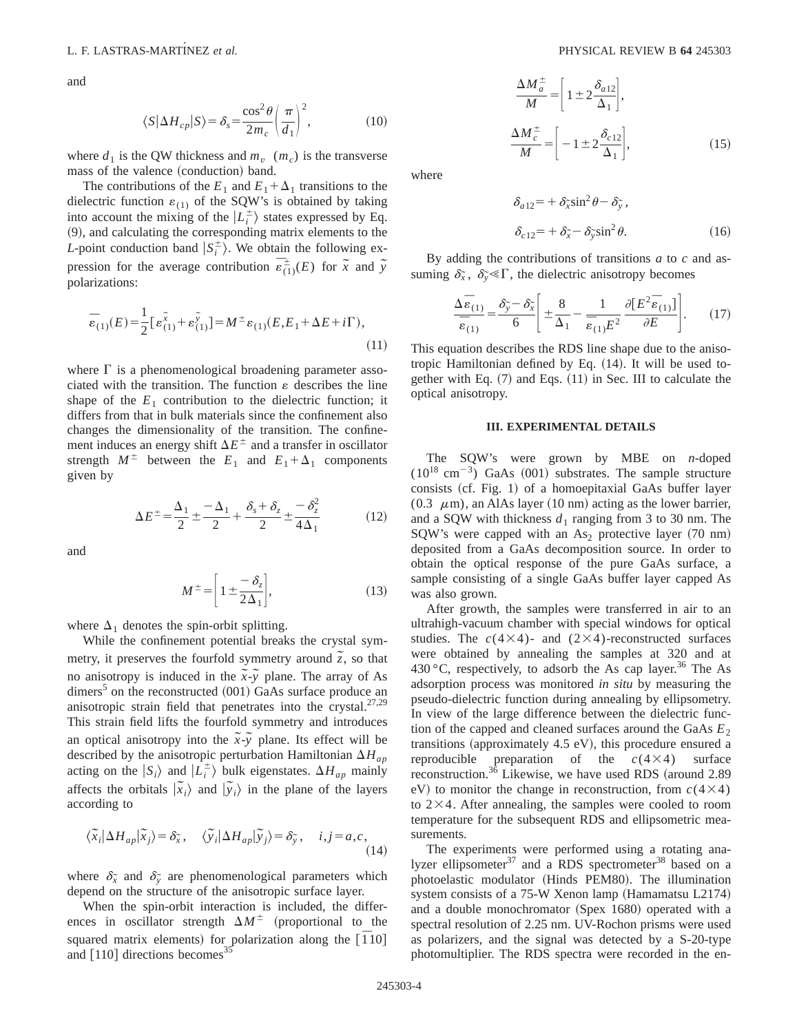and

$$\langle S|\Delta H_{cp}|S\rangle=\delta_s=\frac{\cos^2\theta}{2m_c}\left(\frac{\pi}{d_1}\right)^2, \tag{10}$$

where $d_1$ is the QW thickness and $m_v$ ($m_c$) is the transverse mass of the valence (conduction) band.

The contributions of the $E_1$ and $E_1+\Delta_1$ transitions to the dielectric function $\varepsilon_{(1)}$ of the SQW's is obtained by taking into account the mixing of the $|L_i^{\pm}\rangle$ states expressed by Eq. (9), and calculating the corresponding matrix elements to the *L*-point conduction band $|S_i^{\pm}\rangle$. We obtain the following expression for the average contribution $\overline{\varepsilon}_{(1)}^{\pm}(E)$ for $\tilde{x}$ and $\tilde{y}$ polarizations:

$$\overline{\varepsilon}_{(1)}(E)=\frac{1}{2}\left[\varepsilon_{(1)}^{\tilde{x}}+\varepsilon_{(1)}^{\tilde{y}}\right]=M^{\pm}\varepsilon_{(1)}(E,E_1+\Delta E+i\Gamma), \tag{11}$$

where $\Gamma$ is a phenomenological broadening parameter associated with the transition. The function $\varepsilon$ describes the line shape of the $E_1$ contribution to the dielectric function; it differs from that in bulk materials since the confinement also changes the dimensionality of the transition. The confinement induces an energy shift $\Delta E^{\pm}$ and a transfer in oscillator strength $M^{\pm}$ between the $E_1$ and $E_1+\Delta_1$ components given by

$$\Delta E^{\pm}=\frac{\Delta_1}{2}\pm\frac{-\Delta_1}{2}+\frac{\delta_s+\delta_z}{2}\pm\frac{-\delta_z^2}{4\Delta_1} \tag{12}$$

and

$$M^{\pm}=\left[1\pm\frac{-\delta_z}{2\Delta_1}\right], \tag{13}$$

where $\Delta_1$ denotes the spin-orbit splitting.

While the confinement potential breaks the crystal symmetry, it preserves the fourfold symmetry around $\tilde{z}$, so that no anisotropy is induced in the $\tilde{x}$-$\tilde{y}$ plane. The array of As dimers[5] on the reconstructed (001) GaAs surface produce an anisotropic strain field that penetrates into the crystal.[27,29] This strain field lifts the fourfold symmetry and introduces an optical anisotropy into the $\tilde{x}$-$\tilde{y}$ plane. Its effect will be described by the anisotropic perturbation Hamiltonian $\Delta H_{ap}$ acting on the $|S_i\rangle$ and $|L_i^{\pm}\rangle$ bulk eigenstates. $\Delta H_{ap}$ mainly affects the orbitals $|\tilde{x}_i\rangle$ and $|\tilde{y}_i\rangle$ in the plane of the layers according to

$$\langle\tilde{x}_i|\Delta H_{ap}|\tilde{x}_j\rangle=\delta_{\tilde{x}},\quad \langle\tilde{y}_i|\Delta H_{ap}|\tilde{y}_j\rangle=\delta_{\tilde{y}},\quad i,j=a,c, \tag{14}$$

where $\delta_{\tilde{x}}$ and $\delta_{\tilde{y}}$ are phenomenological parameters which depend on the structure of the anisotropic surface layer.

When the spin-orbit interaction is included, the differences in oscillator strength $\Delta M^{\pm}$ (proportional to the squared matrix elements) for polarization along the $[\bar{1}10]$ and $[110]$ directions becomes[35]

$$\frac{\Delta M_a^{\pm}}{M}=\left[1\pm2\frac{\delta_{a12}}{\Delta_1}\right],$$

$$\frac{\Delta M_c^{\pm}}{M}=\left[-1\pm2\frac{\delta_{c12}}{\Delta_1}\right], \tag{15}$$

where

$$\delta_{a12}=+\delta_{\tilde{x}}\sin^2\theta-\delta_{\tilde{y}},$$

$$\delta_{c12}=+\delta_{\tilde{x}}-\delta_{\tilde{y}}\sin^2\theta. \tag{16}$$

By adding the contributions of transitions *a* to *c* and assuming $\delta_{\tilde{x}},\ \delta_{\tilde{y}}\ll\Gamma$, the dielectric anisotropy becomes

$$\frac{\Delta\overline{\varepsilon}_{(1)}}{\overline{\varepsilon}_{(1)}}=\frac{\delta_{\tilde{y}}-\delta_{\tilde{x}}}{6}\left[\pm\frac{8}{\Delta_1}-\frac{1}{\overline{\varepsilon}_{(1)}E^2}\frac{\partial[E^2\overline{\varepsilon}_{(1)}]}{\partial E}\right]. \tag{17}$$

This equation describes the RDS line shape due to the anisotropic Hamiltonian defined by Eq. (14). It will be used together with Eq. (7) and Eqs. (11) in Sec. III to calculate the optical anisotropy.

## III. EXPERIMENTAL DETAILS

The SQW's were grown by MBE on *n*-doped ($10^{18}$ cm$^{-3}$) GaAs (001) substrates. The sample structure consists (cf. Fig. 1) of a homoepitaxial GaAs buffer layer (0.3 $\mu$m), an AlAs layer (10 nm) acting as the lower barrier, and a SQW with thickness $d_1$ ranging from 3 to 30 nm. The SQW's were capped with an $As_2$ protective layer (70 nm) deposited from a GaAs decomposition source. In order to obtain the optical response of the pure GaAs surface, a sample consisting of a single GaAs buffer layer capped As was also grown.

After growth, the samples were transferred in air to an ultrahigh-vacuum chamber with special windows for optical studies. The $c(4\times4)$- and $(2\times4)$-reconstructed surfaces were obtained by annealing the samples at 320 and at 430 °C, respectively, to adsorb the As cap layer.[36] The As adsorption process was monitored *in situ* by measuring the pseudo-dielectric function during annealing by ellipsometry. In view of the large difference between the dielectric function of the capped and cleaned surfaces around the GaAs $E_2$ transitions (approximately 4.5 eV), this procedure ensured a reproducible preparation of the $c(4\times4)$ surface reconstruction.[36] Likewise, we have used RDS (around 2.89 eV) to monitor the change in reconstruction, from $c(4\times4)$ to $2\times4$. After annealing, the samples were cooled to room temperature for the subsequent RDS and ellipsometric measurements.

The experiments were performed using a rotating analyzer ellipsometer[37] and a RDS spectrometer[38] based on a photoelastic modulator (Hinds PEM80). The illumination system consists of a 75-W Xenon lamp (Hamamatsu L2174) and a double monochromator (Spex 1680) operated with a spectral resolution of 2.25 nm. UV-Rochon prisms were used as polarizers, and the signal was detected by a S-20-type photomultiplier. The RDS spectra were recorded in the en-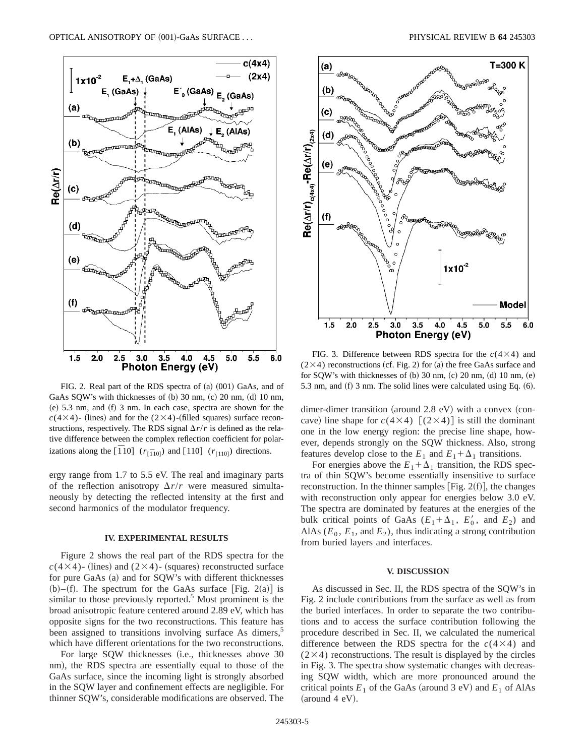FIG. 2. Real part of the RDS spectra of (a) (001) GaAs, and of GaAs SQW's with thicknesses of (b) 30 nm, (c) 20 nm, (d) 10 nm, (e) 5.3 nm, and (f) 3 nm. In each case, spectra are shown for the $c(4\times4)$- (lines) and for the $(2\times4)$-(filled squares) surface reconstructions, respectively. The RDS signal $\Delta r/r$ is defined as the relative difference between the complex reflection coefficient for polarizations along the $[\overline{1}10]$ ($r_{[\overline{1}10]}$) and $[110]$ ($r_{[110]}$) directions.

ergy range from 1.7 to 5.5 eV. The real and imaginary parts of the reflection anisotropy $\Delta r/r$ were measured simultaneously by detecting the reflected intensity at the first and second harmonics of the modulator frequency.

## IV. EXPERIMENTAL RESULTS

Figure 2 shows the real part of the RDS spectra for the $c(4\times4)$- (lines) and $(2\times4)$- (squares) reconstructed surface for pure GaAs (a) and for SQW's with different thicknesses (b)–(f). The spectrum for the GaAs surface [Fig. 2(a)] is similar to those previously reported.[5] Most prominent is the broad anisotropic feature centered around 2.89 eV, which has opposite signs for the two reconstructions. This feature has been assigned to transitions involving surface As dimers,[5] which have different orientations for the two reconstructions.

For large SQW thicknesses (i.e., thicknesses above 30 nm), the RDS spectra are essentially equal to those of the GaAs surface, since the incoming light is strongly absorbed in the SQW layer and confinement effects are negligible. For thinner SQW's, considerable modifications are observed. The dimer-dimer transition (around 2.8 eV) with a convex (concave) line shape for $c(4\times4)$ [$(2\times4)$] is still the dominant one in the low energy region: the precise line shape, however, depends strongly on the SQW thickness. Also, strong features develop close to the $E_1$ and $E_1+\Delta_1$ transitions.

For energies above the $E_1+\Delta_1$ transition, the RDS spectra of thin SQW's become essentially insensitive to surface reconstruction. In the thinner samples [Fig. 2(f)], the changes with reconstruction only appear for energies below 3.0 eV. The spectra are dominated by features at the energies of the bulk critical points of GaAs ($E_1+\Delta_1$, $E_0'$, and $E_2$) and AlAs ($E_0$, $E_1$, and $E_2$), thus indicating a strong contribution from buried layers and interfaces.

FIG. 3. Difference between RDS spectra for the $c(4\times4)$ and $(2\times4)$ reconstructions (cf. Fig. 2) for (a) the free GaAs surface and for SQW's with thicknesses of (b) 30 nm, (c) 20 nm, (d) 10 nm, (e) 5.3 nm, and (f) 3 nm. The solid lines were calculated using Eq. (6).

## V. DISCUSSION

As discussed in Sec. II, the RDS spectra of the SQW's in Fig. 2 include contributions from the surface as well as from the buried interfaces. In order to separate the two contributions and to access the surface contribution following the procedure described in Sec. II, we calculated the numerical difference between the RDS spectra for the $c(4\times4)$ and $(2\times4)$ reconstructions. The result is displayed by the circles in Fig. 3. The spectra show systematic changes with decreasing SQW width, which are more pronounced around the critical points $E_1$ of the GaAs (around 3 eV) and $E_1$ of AlAs (around 4 eV).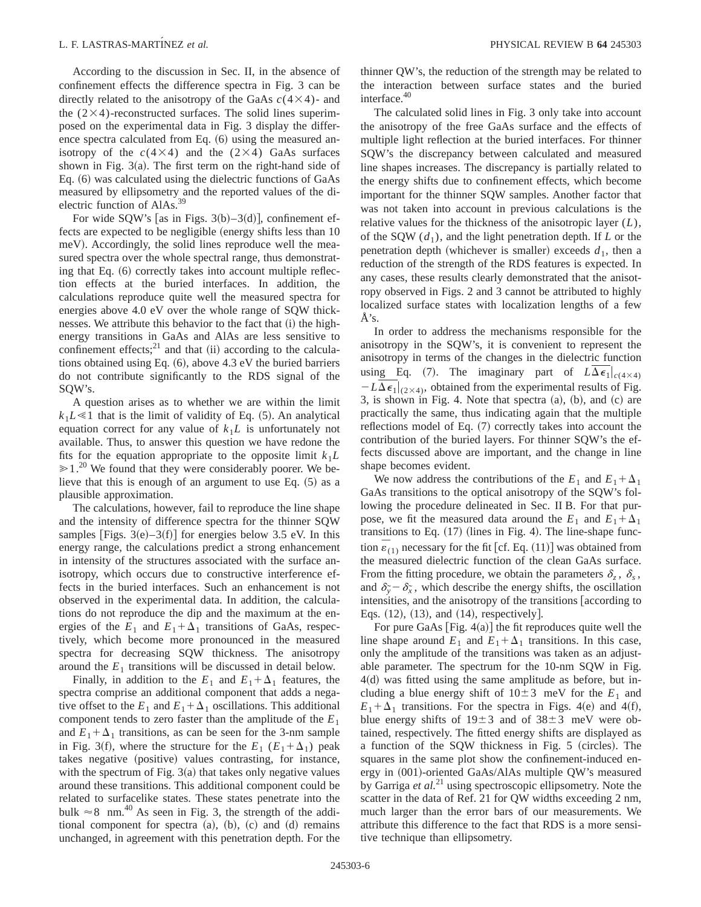According to the discussion in Sec. II, in the absence of confinement effects the difference spectra in Fig. 3 can be directly related to the anisotropy of the GaAs $c(4\times4)$- and the $(2\times4)$-reconstructed surfaces. The solid lines superimposed on the experimental data in Fig. 3 display the difference spectra calculated from Eq. (6) using the measured anisotropy of the $c(4\times4)$ and the $(2\times4)$ GaAs surfaces shown in Fig. 3(a). The first term on the right-hand side of Eq. (6) was calculated using the dielectric functions of GaAs measured by ellipsometry and the reported values of the dielectric function of AlAs.[39]

For wide SQW's [as in Figs. 3(b)–3(d)], confinement effects are expected to be negligible (energy shifts less than 10 meV). Accordingly, the solid lines reproduce well the measured spectra over the whole spectral range, thus demonstrating that Eq. (6) correctly takes into account multiple reflection effects at the buried interfaces. In addition, the calculations reproduce quite well the measured spectra for energies above 4.0 eV over the whole range of SQW thicknesses. We attribute this behavior to the fact that (i) the high-energy transitions in GaAs and AlAs are less sensitive to confinement effects;[21] and that (ii) according to the calculations obtained using Eq. (6), above 4.3 eV the buried barriers do not contribute significantly to the RDS signal of the SQW's.

A question arises as to whether we are within the limit $k_1L \ll 1$ that is the limit of validity of Eq. (5). An analytical equation correct for any value of $k_1L$ is unfortunately not available. Thus, to answer this question we have redone the fits for the equation appropriate to the opposite limit $k_1L \gg 1$.[20] We found that they were considerably poorer. We believe that this is enough of an argument to use Eq. (5) as a plausible approximation.

The calculations, however, fail to reproduce the line shape and the intensity of difference spectra for the thinner SQW samples [Figs. 3(e)–3(f)] for energies below 3.5 eV. In this energy range, the calculations predict a strong enhancement in intensity of the structures associated with the surface anisotropy, which occurs due to constructive interference effects in the buried interfaces. Such an enhancement is not observed in the experimental data. In addition, the calculations do not reproduce the dip and the maximum at the energies of the $E_1$ and $E_1+\Delta_1$ transitions of GaAs, respectively, which become more pronounced in the measured spectra for decreasing SQW thickness. The anisotropy around the $E_1$ transitions will be discussed in detail below.

Finally, in addition to the $E_1$ and $E_1+\Delta_1$ features, the spectra comprise an additional component that adds a negative offset to the $E_1$ and $E_1+\Delta_1$ oscillations. This additional component tends to zero faster than the amplitude of the $E_1$ and $E_1+\Delta_1$ transitions, as can be seen for the 3-nm sample in Fig. 3(f), where the structure for the $E_1$ ($E_1+\Delta_1$) peak takes negative (positive) values contrasting, for instance, with the spectrum of Fig. 3(a) that takes only negative values around these transitions. This additional component could be related to surfacelike states. These states penetrate into the bulk $\approx 8$ nm.[40] As seen in Fig. 3, the strength of the additional component for spectra (a), (b), (c) and (d) remains unchanged, in agreement with this penetration depth. For the thinner QW's, the reduction of the strength may be related to the interaction between surface states and the buried interface.[40]

The calculated solid lines in Fig. 3 only take into account the anisotropy of the free GaAs surface and the effects of multiple light reflection at the buried interfaces. For thinner SQW's the discrepancy between calculated and measured line shapes increases. The discrepancy is partially related to the energy shifts due to confinement effects, which become important for the thinner SQW samples. Another factor that was not taken into account in previous calculations is the relative values for the thickness of the anisotropic layer ($L$), of the SQW ($d_1$), and the light penetration depth. If $L$ or the penetration depth (whichever is smaller) exceeds $d_1$, then a reduction of the strength of the RDS features is expected. In any cases, these results clearly demonstrated that the anisotropy observed in Figs. 2 and 3 cannot be attributed to highly localized surface states with localization lengths of a few Å's.

In order to address the mechanisms responsible for the anisotropy in the SQW's, it is convenient to represent the anisotropy in terms of the changes in the dielectric function using Eq. (7). The imaginary part of $L\overline{\Delta\epsilon_1}|_{c(4\times4)} - L\overline{\Delta\epsilon_1}|_{(2\times4)}$, obtained from the experimental results of Fig. 3, is shown in Fig. 4. Note that spectra (a), (b), and (c) are practically the same, thus indicating again that the multiple reflections model of Eq. (7) correctly takes into account the contribution of the buried layers. For thinner SQW's the effects discussed above are important, and the change in line shape becomes evident.

We now address the contributions of the $E_1$ and $E_1+\Delta_1$ GaAs transitions to the optical anisotropy of the SQW's following the procedure delineated in Sec. II B. For that purpose, we fit the measured data around the $E_1$ and $E_1+\Delta_1$ transitions to Eq. (17) (lines in Fig. 4). The line-shape function $\overline{\varepsilon_{(1)}}$ necessary for the fit [cf. Eq. (11)] was obtained from the measured dielectric function of the clean GaAs surface. From the fitting procedure, we obtain the parameters $\delta_z$, $\delta_s$, and $\delta_{\tilde{y}} - \delta_{\tilde{x}}$, which describe the energy shifts, the oscillation intensities, and the anisotropy of the transitions [according to Eqs. (12), (13), and (14), respectively].

For pure GaAs [Fig. 4(a)] the fit reproduces quite well the line shape around $E_1$ and $E_1+\Delta_1$ transitions. In this case, only the amplitude of the transitions was taken as an adjustable parameter. The spectrum for the 10-nm SQW in Fig. 4(d) was fitted using the same amplitude as before, but including a blue energy shift of $10\pm3$ meV for the $E_1$ and $E_1+\Delta_1$ transitions. For the spectra in Figs. 4(e) and 4(f), blue energy shifts of $19\pm3$ and of $38\pm3$ meV were obtained, respectively. The fitted energy shifts are displayed as a function of the SQW thickness in Fig. 5 (circles). The squares in the same plot show the confinement-induced energy in (001)-oriented GaAs/AlAs multiple QW's measured by Garriga *et al.*[21] using spectroscopic ellipsometry. Note the scatter in the data of Ref. 21 for QW widths exceeding 2 nm, much larger than the error bars of our measurements. We attribute this difference to the fact that RDS is a more sensitive technique than ellipsometry.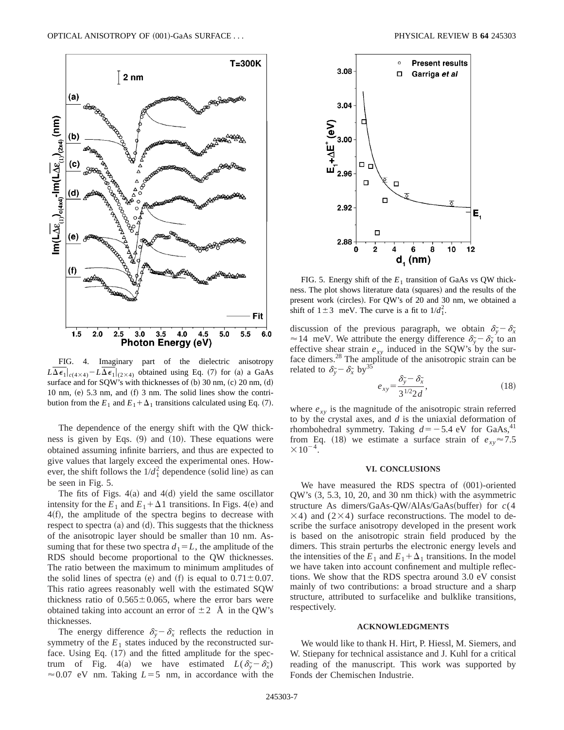FIG. 4. Imaginary part of the dielectric anisotropy $L\overline{\Delta\epsilon_1}|_{c(4\times4)} - L\overline{\Delta\epsilon_1}|_{(2\times4)}$ obtained using Eq. (7) for (a) a GaAs surface and for SQW's with thicknesses of (b) 30 nm, (c) 20 nm, (d) 10 nm, (e) 5.3 nm, and (f) 3 nm. The solid lines show the contribution from the $E_1$ and $E_1+\Delta_1$ transitions calculated using Eq. (7).

The dependence of the energy shift with the QW thickness is given by Eqs. (9) and (10). These equations were obtained assuming infinite barriers, and thus are expected to give values that largely exceed the experimental ones. However, the shift follows the $1/d_1^2$ dependence (solid line) as can be seen in Fig. 5.

The fits of Figs. 4(a) and 4(d) yield the same oscillator intensity for the $E_1$ and $E_1+\Delta 1$ transitions. In Figs. 4(e) and 4(f), the amplitude of the spectra begins to decrease with respect to spectra (a) and (d). This suggests that the thickness of the anisotropic layer should be smaller than 10 nm. Assuming that for these two spectra $d_1 = L$, the amplitude of the RDS should become proportional to the QW thicknesses. The ratio between the maximum to minimum amplitudes of the solid lines of spectra (e) and (f) is equal to $0.71\pm0.07$. This ratio agrees reasonably well with the estimated SQW thickness ratio of $0.565\pm0.065$, where the error bars were obtained taking into account an error of $\pm2$ Å in the QW's thicknesses.

The energy difference $\delta_{\tilde{y}} - \delta_{\tilde{x}}$ reflects the reduction in symmetry of the $E_1$ states induced by the reconstructed surface. Using Eq. (17) and the fitted amplitude for the spectrum of Fig. 4(a) we have estimated $L(\delta_{\tilde{y}} - \delta_{\tilde{x}}) \approx 0.07$ eV nm. Taking $L = 5$ nm, in accordance with the discussion of the previous paragraph, we obtain $\delta_{\tilde{y}} - \delta_{\tilde{x}} \approx 14$ meV. We attribute the energy difference $\delta_{\tilde{y}} - \delta_{\tilde{x}}$ to an effective shear strain $e_{xy}$ induced in the SQW's by the surface dimers.[28] The amplitude of the anisotropic strain can be related to $\delta_{\tilde{y}} - \delta_{\tilde{x}}$ by[35]

$$e_{xy} = \frac{\delta_{\tilde{y}} - \delta_{\tilde{x}}}{3^{1/2} 2d}, \tag{18}$$

where $e_{xy}$ is the magnitude of the anisotropic strain referred to by the crystal axes, and $d$ is the uniaxial deformation of rhombohedral symmetry. Taking $d = -5.4$ eV for GaAs,[41] from Eq. (18) we estimate a surface strain of $e_{xy} \approx 7.5 \times 10^{-4}$.

FIG. 5. Energy shift of the $E_1$ transition of GaAs vs QW thickness. The plot shows literature data (squares) and the results of the present work (circles). For QW's of 20 and 30 nm, we obtained a shift of $1\pm3$ meV. The curve is a fit to $1/d_1^2$.

## VI. CONCLUSIONS

We have measured the RDS spectra of (001)-oriented QW's (3, 5.3, 10, 20, and 30 nm thick) with the asymmetric structure As dimers/GaAs-QW/AlAs/GaAs(buffer) for $c(4\times4)$ and $(2\times4)$ surface reconstructions. The model to describe the surface anisotropy developed in the present work is based on the anisotropic strain field produced by the dimers. This strain perturbs the electronic energy levels and the intensities of the $E_1$ and $E_1+\Delta_1$ transitions. In the model we have taken into account confinement and multiple reflections. We show that the RDS spectra around 3.0 eV consist mainly of two contributions: a broad structure and a sharp structure, attributed to surfacelike and bulklike transitions, respectively.

## ACKNOWLEDGMENTS

We would like to thank H. Hirt, P. Hiessl, M. Siemers, and W. Stiepany for technical assistance and J. Kuhl for a critical reading of the manuscript. This work was supported by Fonds der Chemischen Industrie.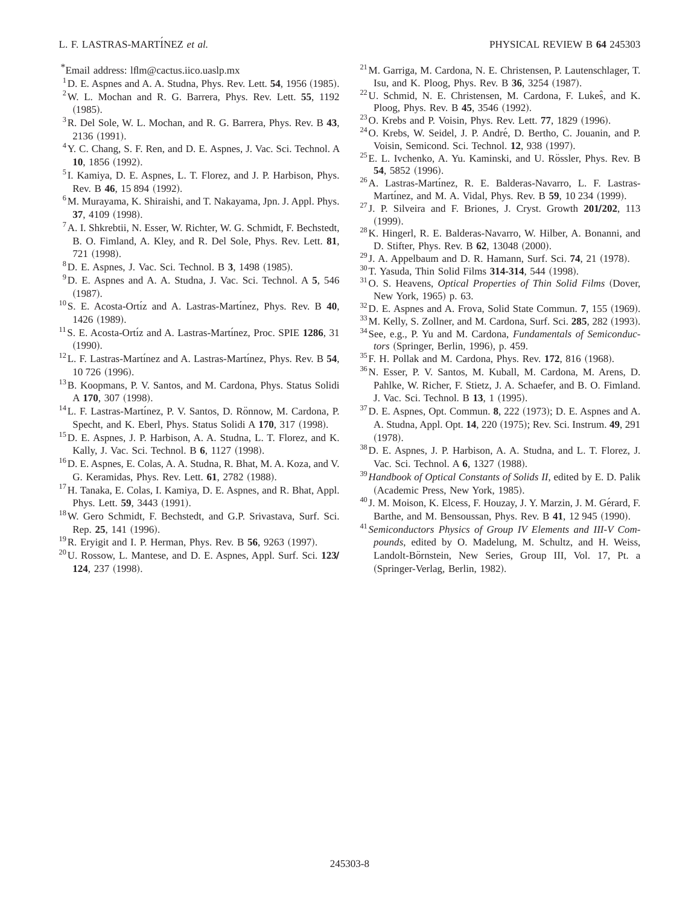[*]Email address: lflm@cactus.iico.uaslp.mx

[1] D. E. Aspnes and A. A. Studna, Phys. Rev. Lett. **54**, 1956 (1985).

[2] W. L. Mochan and R. G. Barrera, Phys. Rev. Lett. **55**, 1192 (1985).

[3] R. Del Sole, W. L. Mochan, and R. G. Barrera, Phys. Rev. B **43**, 2136 (1991).

[4] Y. C. Chang, S. F. Ren, and D. E. Aspnes, J. Vac. Sci. Technol. A **10**, 1856 (1992).

[5] I. Kamiya, D. E. Aspnes, L. T. Florez, and J. P. Harbison, Phys. Rev. B **46**, 15 894 (1992).

[6] M. Murayama, K. Shiraishi, and T. Nakayama, Jpn. J. Appl. Phys. **37**, 4109 (1998).

[7] A. I. Shkrebtii, N. Esser, W. Richter, W. G. Schmidt, F. Bechstedt, B. O. Fimland, A. Kley, and R. Del Sole, Phys. Rev. Lett. **81**, 721 (1998).

[8] D. E. Aspnes, J. Vac. Sci. Technol. B **3**, 1498 (1985).

[9] D. E. Aspnes and A. A. Studna, J. Vac. Sci. Technol. A **5**, 546 (1987).

[10] S. E. Acosta-Ortíz and A. Lastras-Martínez, Phys. Rev. B **40**, 1426 (1989).

[11] S. E. Acosta-Ortíz and A. Lastras-Martínez, Proc. SPIE **1286**, 31 (1990).

[12] L. F. Lastras-Martínez and A. Lastras-Martínez, Phys. Rev. B **54**, 10 726 (1996).

[13] B. Koopmans, P. V. Santos, and M. Cardona, Phys. Status Solidi A **170**, 307 (1998).

[14] L. F. Lastras-Martínez, P. V. Santos, D. Rönnow, M. Cardona, P. Specht, and K. Eberl, Phys. Status Solidi A **170**, 317 (1998).

[15] D. E. Aspnes, J. P. Harbison, A. A. Studna, L. T. Florez, and K. Kally, J. Vac. Sci. Technol. B **6**, 1127 (1998).

[16] D. E. Aspnes, E. Colas, A. A. Studna, R. Bhat, M. A. Koza, and V. G. Keramidas, Phys. Rev. Lett. **61**, 2782 (1988).

[17] H. Tanaka, E. Colas, I. Kamiya, D. E. Aspnes, and R. Bhat, Appl. Phys. Lett. **59**, 3443 (1991).

[18] W. Gero Schmidt, F. Bechstedt, and G.P. Srivastava, Surf. Sci. Rep. **25**, 141 (1996).

[19] R. Eryigit and I. P. Herman, Phys. Rev. B **56**, 9263 (1997).

[20] U. Rossow, L. Mantese, and D. E. Aspnes, Appl. Surf. Sci. **123/124**, 237 (1998).

[21] M. Garriga, M. Cardona, N. E. Christensen, P. Lautenschlager, T. Isu, and K. Ploog, Phys. Rev. B **36**, 3254 (1987).

[22] U. Schmid, N. E. Christensen, M. Cardona, F. Lukeŝ, and K. Ploog, Phys. Rev. B **45**, 3546 (1992).

[23] O. Krebs and P. Voisin, Phys. Rev. Lett. **77**, 1829 (1996).

[24] O. Krebs, W. Seidel, J. P. André, D. Bertho, C. Jouanin, and P. Voisin, Semicond. Sci. Technol. **12**, 938 (1997).

[25] E. L. Ivchenko, A. Yu. Kaminski, and U. Rössler, Phys. Rev. B **54**, 5852 (1996).

[26] A. Lastras-Martínez, R. E. Balderas-Navarro, L. F. Lastras-Martínez, and M. A. Vidal, Phys. Rev. B **59**, 10 234 (1999).

[27] J. P. Silveira and F. Briones, J. Cryst. Growth **201/202**, 113 (1999).

[28] K. Hingerl, R. E. Balderas-Navarro, W. Hilber, A. Bonanni, and D. Stifter, Phys. Rev. B **62**, 13048 (2000).

[29] J. A. Appelbaum and D. R. Hamann, Surf. Sci. **74**, 21 (1978).

[30] T. Yasuda, Thin Solid Films **314-314**, 544 (1998).

[31] O. S. Heavens, *Optical Properties of Thin Solid Films* (Dover, New York, 1965) p. 63.

[32] D. E. Aspnes and A. Frova, Solid State Commun. **7**, 155 (1969).

[33] M. Kelly, S. Zollner, and M. Cardona, Surf. Sci. **285**, 282 (1993).

[34] See, e.g., P. Yu and M. Cardona, *Fundamentals of Semiconductors* (Springer, Berlin, 1996), p. 459.

[35] F. H. Pollak and M. Cardona, Phys. Rev. **172**, 816 (1968).

[36] N. Esser, P. V. Santos, M. Kuball, M. Cardona, M. Arens, D. Pahlke, W. Richer, F. Stietz, J. A. Schaefer, and B. O. Fimland. J. Vac. Sci. Technol. B **13**, 1 (1995).

[37] D. E. Aspnes, Opt. Commun. **8**, 222 (1973); D. E. Aspnes and A. A. Studna, Appl. Opt. **14**, 220 (1975); Rev. Sci. Instrum. **49**, 291 (1978).

[38] D. E. Aspnes, J. P. Harbison, A. A. Studna, and L. T. Florez, J. Vac. Sci. Technol. A **6**, 1327 (1988).

[39] *Handbook of Optical Constants of Solids II*, edited by E. D. Palik (Academic Press, New York, 1985).

[40] J. M. Moison, K. Elcess, F. Houzay, J. Y. Marzin, J. M. Gérard, F. Barthe, and M. Bensoussan, Phys. Rev. B **41**, 12 945 (1990).

[41] *Semiconductors Physics of Group IV Elements and III-V Compounds*, edited by O. Madelung, M. Schultz, and H. Weiss, Landolt-Börnstein, New Series, Group III, Vol. 17, Pt. a (Springer-Verlag, Berlin, 1982).